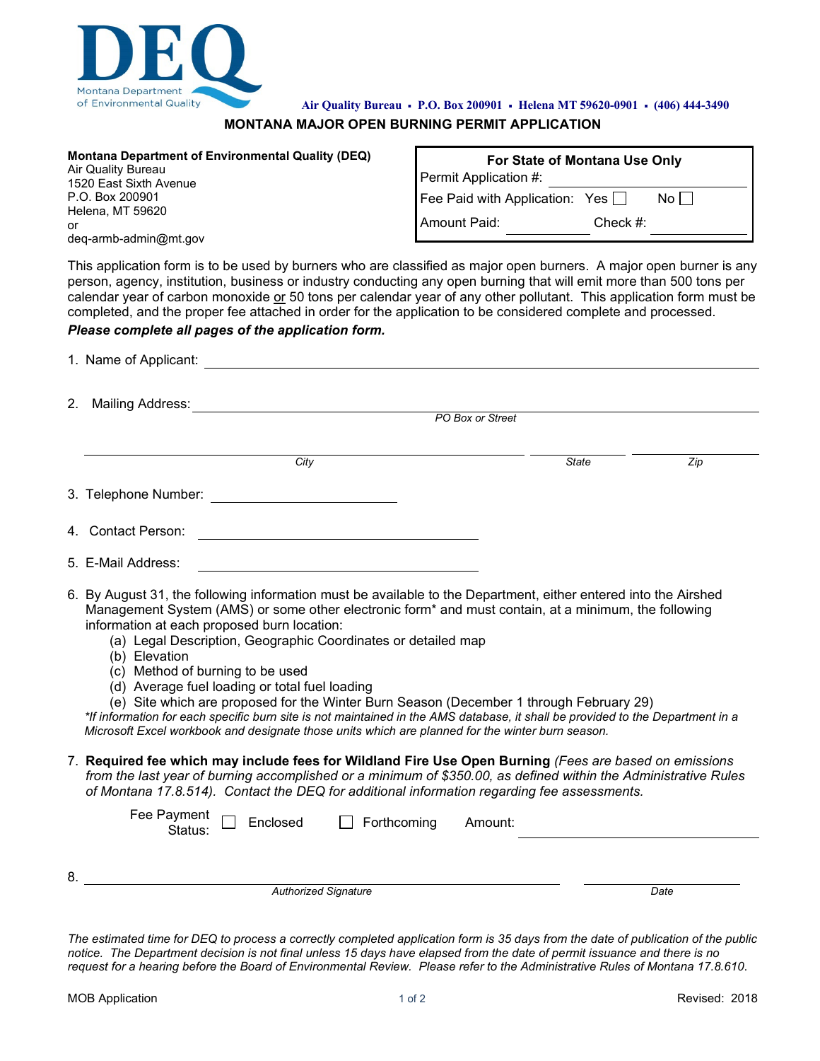DEQ
Montana Department of Environmental Quality

**Air Quality Bureau ▪ P.O. Box 200901 ▪ Helena MT 59620-0901 ▪ (406) 444-3490**

# MONTANA MAJOR OPEN BURNING PERMIT APPLICATION

**Montana Department of Environmental Quality (DEQ)**
Air Quality Bureau
1520 East Sixth Avenue
P.O. Box 200901
Helena, MT 59620
or
deq-armb-admin@mt.gov

| **For State of Montana Use Only** | |
|---|---|
| Permit Application #: | |
| Fee Paid with Application: Yes ☐ No ☐ | |
| Amount Paid: | Check #: |

This application form is to be used by burners who are classified as major open burners. A major open burner is any person, agency, institution, business or industry conducting any open burning that will emit more than 500 tons per calendar year of carbon monoxide or 50 tons per calendar year of any other pollutant. This application form must be completed, and the proper fee attached in order for the application to be considered complete and processed.

***Please complete all pages of the application form.***

1. Name of Applicant: ______________________________

2. Mailing Address: ______________________________
   *PO Box or Street*

   ______________________________ ____________ ____________
   *City* *State* *Zip*

3. Telephone Number: ______________________________

4. Contact Person: ______________________________

5. E-Mail Address: ______________________________

6. By August 31, the following information must be available to the Department, either entered into the Airshed Management System (AMS) or some other electronic form* and must contain, at a minimum, the following information at each proposed burn location:
   (a) Legal Description, Geographic Coordinates or detailed map
   (b) Elevation
   (c) Method of burning to be used
   (d) Average fuel loading or total fuel loading
   (e) Site which are proposed for the Winter Burn Season (December 1 through February 29)

   **If information for each specific burn site is not maintained in the AMS database, it shall be provided to the Department in a Microsoft Excel workbook and designate those units which are planned for the winter burn season.*

7. **Required fee which may include fees for Wildland Fire Use Open Burning** *(Fees are based on emissions from the last year of burning accomplished or a minimum of $350.00, as defined within the Administrative Rules of Montana 17.8.514). Contact the DEQ for additional information regarding fee assessments.*

   Fee Payment Status: ☐ Enclosed ☐ Forthcoming Amount: ______________

8. ______________________________ ______________
   *Authorized Signature* *Date*

*The estimated time for DEQ to process a correctly completed application form is 35 days from the date of publication of the public notice. The Department decision is not final unless 15 days have elapsed from the date of permit issuance and there is no request for a hearing before the Board of Environmental Review. Please refer to the Administrative Rules of Montana 17.8.610.*

MOB Application Revised: 2018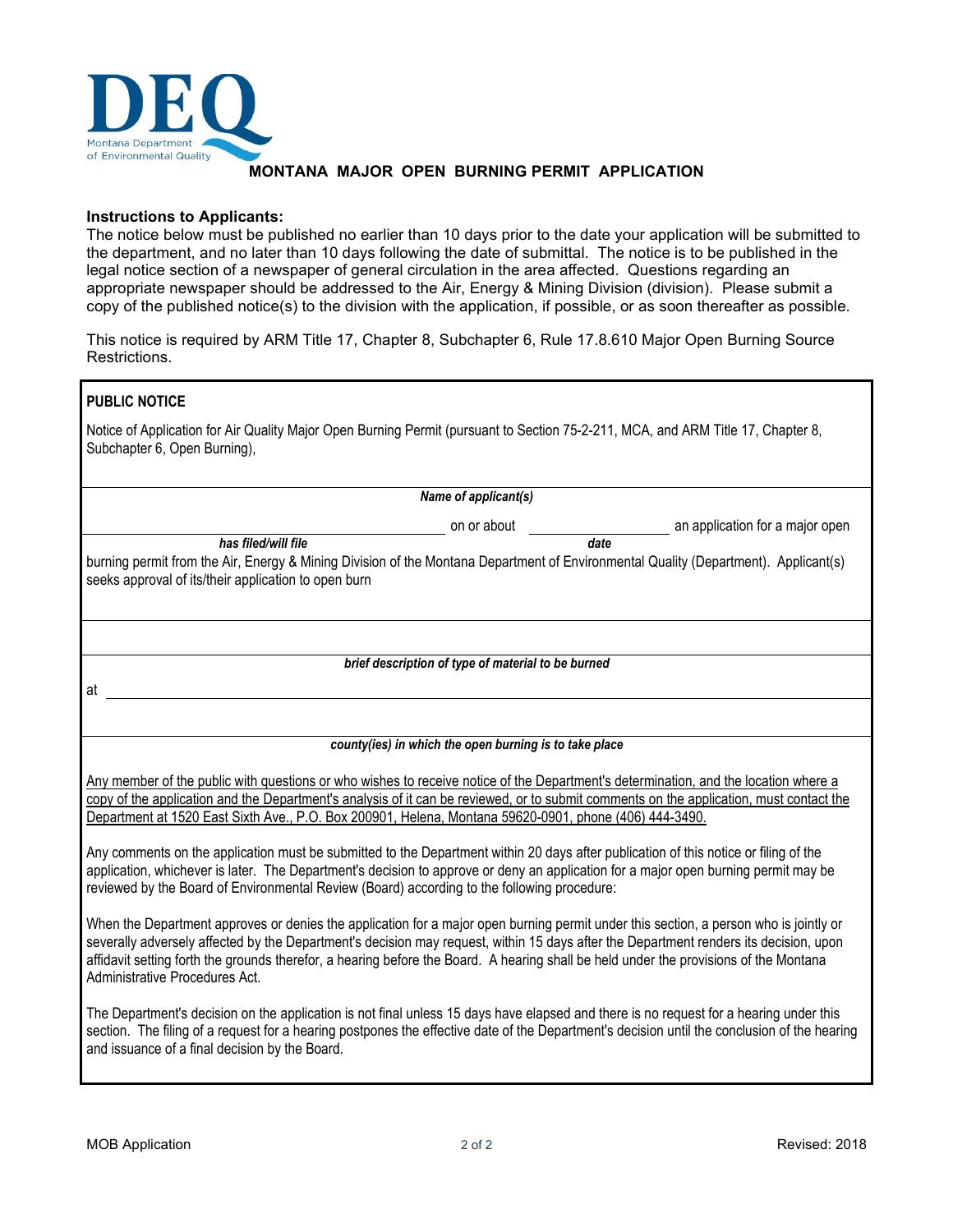DEQ
Montana Department of Environmental Quality

# MONTANA MAJOR OPEN BURNING PERMIT APPLICATION

**Instructions to Applicants:**

The notice below must be published no earlier than 10 days prior to the date your application will be submitted to the department, and no later than 10 days following the date of submittal. The notice is to be published in the legal notice section of a newspaper of general circulation in the area affected. Questions regarding an appropriate newspaper should be addressed to the Air, Energy & Mining Division (division). Please submit a copy of the published notice(s) to the division with the application, if possible, or as soon thereafter as possible.

This notice is required by ARM Title 17, Chapter 8, Subchapter 6, Rule 17.8.610 Major Open Burning Source Restrictions.

---

**PUBLIC NOTICE**

Notice of Application for Air Quality Major Open Burning Permit (pursuant to Section 75-2-211, MCA, and ARM Title 17, Chapter 8, Subchapter 6, Open Burning),

______________________________________________

***Name of applicant(s)***

______________________ on or about ______________ an application for a major open

***has filed/will file*** ***date***

burning permit from the Air, Energy & Mining Division of the Montana Department of Environmental Quality (Department). Applicant(s) seeks approval of its/their application to open burn

______________________________________________

***brief description of type of material to be burned***

at ______________________________________________

***county(ies) in which the open burning is to take place***

<u>Any member of the public with questions or who wishes to receive notice of the Department's determination, and the location where a copy of the application and the Department's analysis of it can be reviewed, or to submit comments on the application, must contact the Department at 1520 East Sixth Ave., P.O. Box 200901, Helena, Montana 59620-0901, phone (406) 444-3490.</u>

Any comments on the application must be submitted to the Department within 20 days after publication of this notice or filing of the application, whichever is later. The Department's decision to approve or deny an application for a major open burning permit may be reviewed by the Board of Environmental Review (Board) according to the following procedure:

When the Department approves or denies the application for a major open burning permit under this section, a person who is jointly or severally adversely affected by the Department's decision may request, within 15 days after the Department renders its decision, upon affidavit setting forth the grounds therefor, a hearing before the Board. A hearing shall be held under the provisions of the Montana Administrative Procedures Act.

The Department's decision on the application is not final unless 15 days have elapsed and there is no request for a hearing under this section. The filing of a request for a hearing postpones the effective date of the Department's decision until the conclusion of the hearing and issuance of a final decision by the Board.

---

MOB Application Revised: 2018